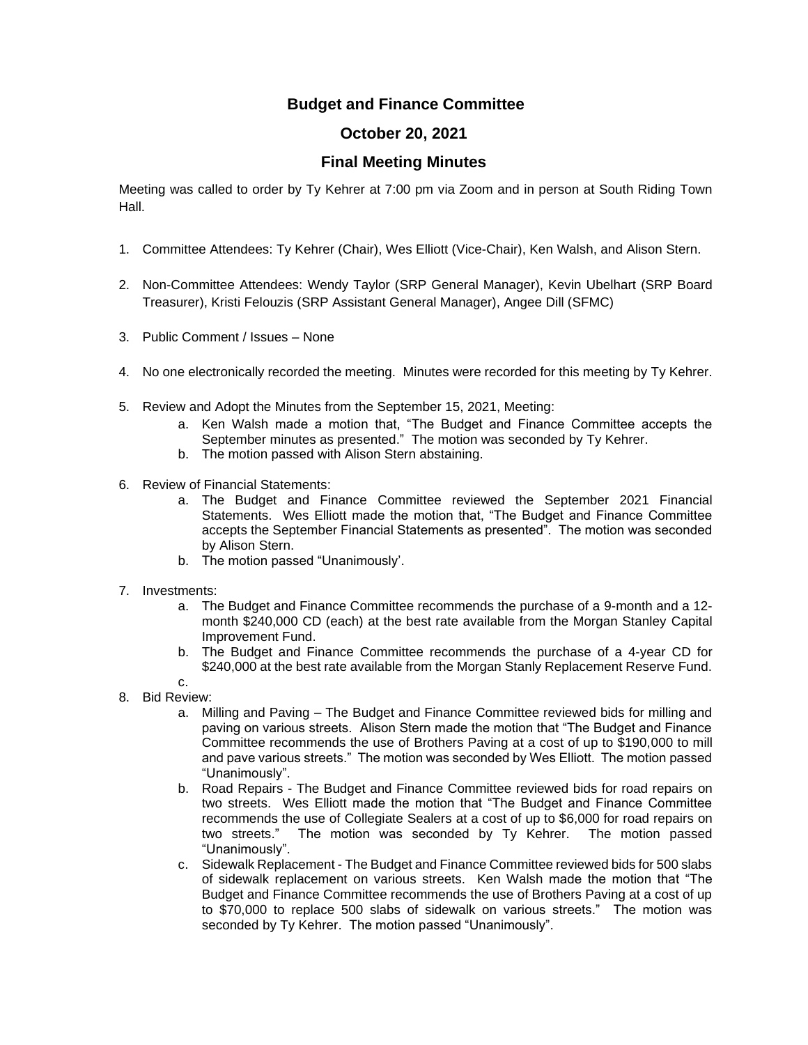# Budget and Finance Committee

## October 20, 2021

## Final Meeting Minutes

Meeting was called to order by Ty Kehrer at 7:00 pm via Zoom and in person at South Riding Town Hall.

1. Committee Attendees: Ty Kehrer (Chair), Wes Elliott (Vice-Chair), Ken Walsh, and Alison Stern.

2. Non-Committee Attendees: Wendy Taylor (SRP General Manager), Kevin Ubelhart (SRP Board Treasurer), Kristi Felouzis (SRP Assistant General Manager), Angee Dill (SFMC)

3. Public Comment / Issues – None

4. No one electronically recorded the meeting. Minutes were recorded for this meeting by Ty Kehrer.

5. Review and Adopt the Minutes from the September 15, 2021, Meeting:
   a. Ken Walsh made a motion that, "The Budget and Finance Committee accepts the September minutes as presented." The motion was seconded by Ty Kehrer.
   b. The motion passed with Alison Stern abstaining.

6. Review of Financial Statements:
   a. The Budget and Finance Committee reviewed the September 2021 Financial Statements. Wes Elliott made the motion that, "The Budget and Finance Committee accepts the September Financial Statements as presented". The motion was seconded by Alison Stern.
   b. The motion passed "Unanimously'.

7. Investments:
   a. The Budget and Finance Committee recommends the purchase of a 9-month and a 12-month $240,000 CD (each) at the best rate available from the Morgan Stanley Capital Improvement Fund.
   b. The Budget and Finance Committee recommends the purchase of a 4-year CD for $240,000 at the best rate available from the Morgan Stanly Replacement Reserve Fund.
   c.

8. Bid Review:
   a. Milling and Paving – The Budget and Finance Committee reviewed bids for milling and paving on various streets. Alison Stern made the motion that "The Budget and Finance Committee recommends the use of Brothers Paving at a cost of up to $190,000 to mill and pave various streets." The motion was seconded by Wes Elliott. The motion passed "Unanimously".
   b. Road Repairs - The Budget and Finance Committee reviewed bids for road repairs on two streets. Wes Elliott made the motion that "The Budget and Finance Committee recommends the use of Collegiate Sealers at a cost of up to $6,000 for road repairs on two streets." The motion was seconded by Ty Kehrer. The motion passed "Unanimously".
   c. Sidewalk Replacement - The Budget and Finance Committee reviewed bids for 500 slabs of sidewalk replacement on various streets. Ken Walsh made the motion that "The Budget and Finance Committee recommends the use of Brothers Paving at a cost of up to $70,000 to replace 500 slabs of sidewalk on various streets." The motion was seconded by Ty Kehrer. The motion passed "Unanimously".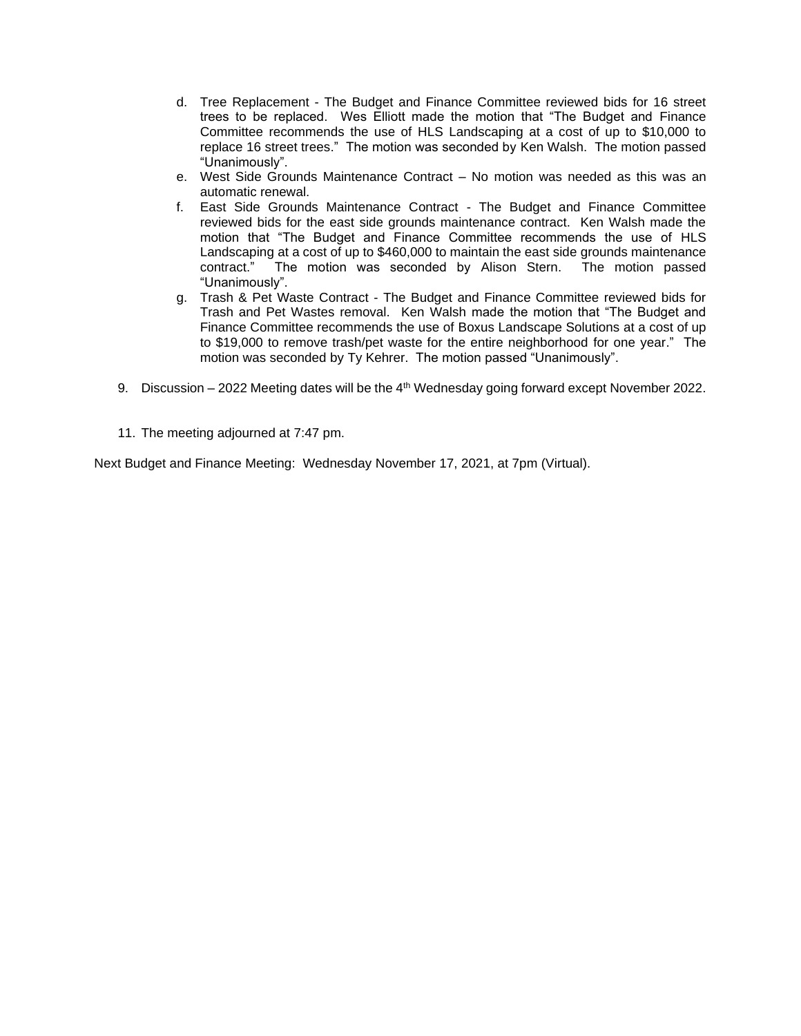d. Tree Replacement - The Budget and Finance Committee reviewed bids for 16 street trees to be replaced. Wes Elliott made the motion that "The Budget and Finance Committee recommends the use of HLS Landscaping at a cost of up to $10,000 to replace 16 street trees." The motion was seconded by Ken Walsh. The motion passed "Unanimously".

e. West Side Grounds Maintenance Contract – No motion was needed as this was an automatic renewal.

f. East Side Grounds Maintenance Contract - The Budget and Finance Committee reviewed bids for the east side grounds maintenance contract. Ken Walsh made the motion that "The Budget and Finance Committee recommends the use of HLS Landscaping at a cost of up to $460,000 to maintain the east side grounds maintenance contract." The motion was seconded by Alison Stern. The motion passed "Unanimously".

g. Trash & Pet Waste Contract - The Budget and Finance Committee reviewed bids for Trash and Pet Wastes removal. Ken Walsh made the motion that "The Budget and Finance Committee recommends the use of Boxus Landscape Solutions at a cost of up to $19,000 to remove trash/pet waste for the entire neighborhood for one year." The motion was seconded by Ty Kehrer. The motion passed "Unanimously".

9. Discussion – 2022 Meeting dates will be the 4th Wednesday going forward except November 2022.

11. The meeting adjourned at 7:47 pm.

Next Budget and Finance Meeting: Wednesday November 17, 2021, at 7pm (Virtual).